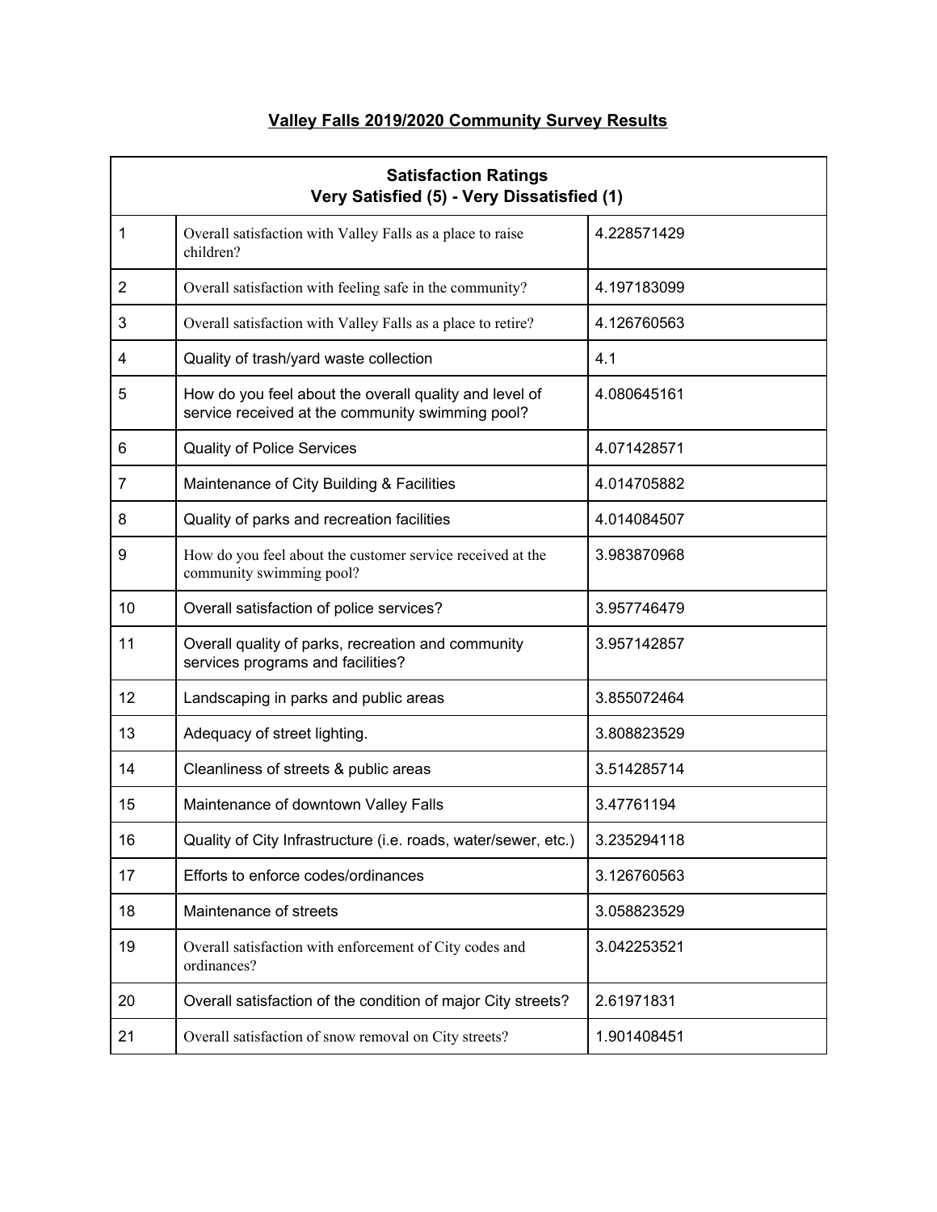# Valley Falls 2019/2020 Community Survey Results

| Satisfaction Ratings<br>Very Satisfied (5) - Very Dissatisfied (1) | | |
|---|---|---|
| 1 | Overall satisfaction with Valley Falls as a place to raise children? | 4.228571429 |
| 2 | Overall satisfaction with feeling safe in the community? | 4.197183099 |
| 3 | Overall satisfaction with Valley Falls as a place to retire? | 4.126760563 |
| 4 | Quality of trash/yard waste collection | 4.1 |
| 5 | How do you feel about the overall quality and level of service received at the community swimming pool? | 4.080645161 |
| 6 | Quality of Police Services | 4.071428571 |
| 7 | Maintenance of City Building & Facilities | 4.014705882 |
| 8 | Quality of parks and recreation facilities | 4.014084507 |
| 9 | How do you feel about the customer service received at the community swimming pool? | 3.983870968 |
| 10 | Overall satisfaction of police services? | 3.957746479 |
| 11 | Overall quality of parks, recreation and community services programs and facilities? | 3.957142857 |
| 12 | Landscaping in parks and public areas | 3.855072464 |
| 13 | Adequacy of street lighting. | 3.808823529 |
| 14 | Cleanliness of streets & public areas | 3.514285714 |
| 15 | Maintenance of downtown Valley Falls | 3.47761194 |
| 16 | Quality of City Infrastructure (i.e. roads, water/sewer, etc.) | 3.235294118 |
| 17 | Efforts to enforce codes/ordinances | 3.126760563 |
| 18 | Maintenance of streets | 3.058823529 |
| 19 | Overall satisfaction with enforcement of City codes and ordinances? | 3.042253521 |
| 20 | Overall satisfaction of the condition of major City streets? | 2.61971831 |
| 21 | Overall satisfaction of snow removal on City streets? | 1.901408451 |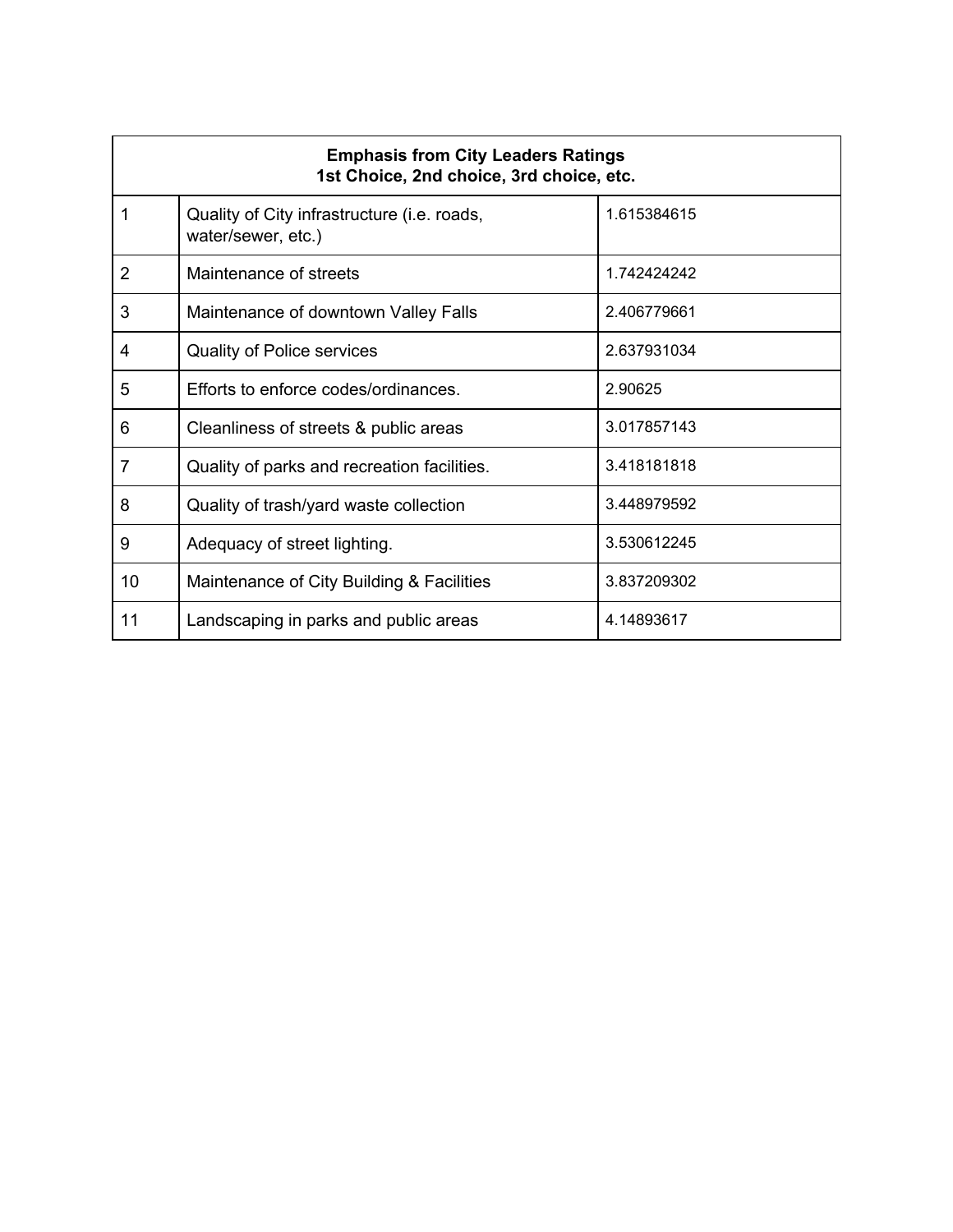| Emphasis from City Leaders Ratings<br>1st Choice, 2nd choice, 3rd choice, etc. | | |
|---|---|---|
| 1 | Quality of City infrastructure (i.e. roads, water/sewer, etc.) | 1.615384615 |
| 2 | Maintenance of streets | 1.742424242 |
| 3 | Maintenance of downtown Valley Falls | 2.406779661 |
| 4 | Quality of Police services | 2.637931034 |
| 5 | Efforts to enforce codes/ordinances. | 2.90625 |
| 6 | Cleanliness of streets & public areas | 3.017857143 |
| 7 | Quality of parks and recreation facilities. | 3.418181818 |
| 8 | Quality of trash/yard waste collection | 3.448979592 |
| 9 | Adequacy of street lighting. | 3.530612245 |
| 10 | Maintenance of City Building & Facilities | 3.837209302 |
| 11 | Landscaping in parks and public areas | 4.14893617 |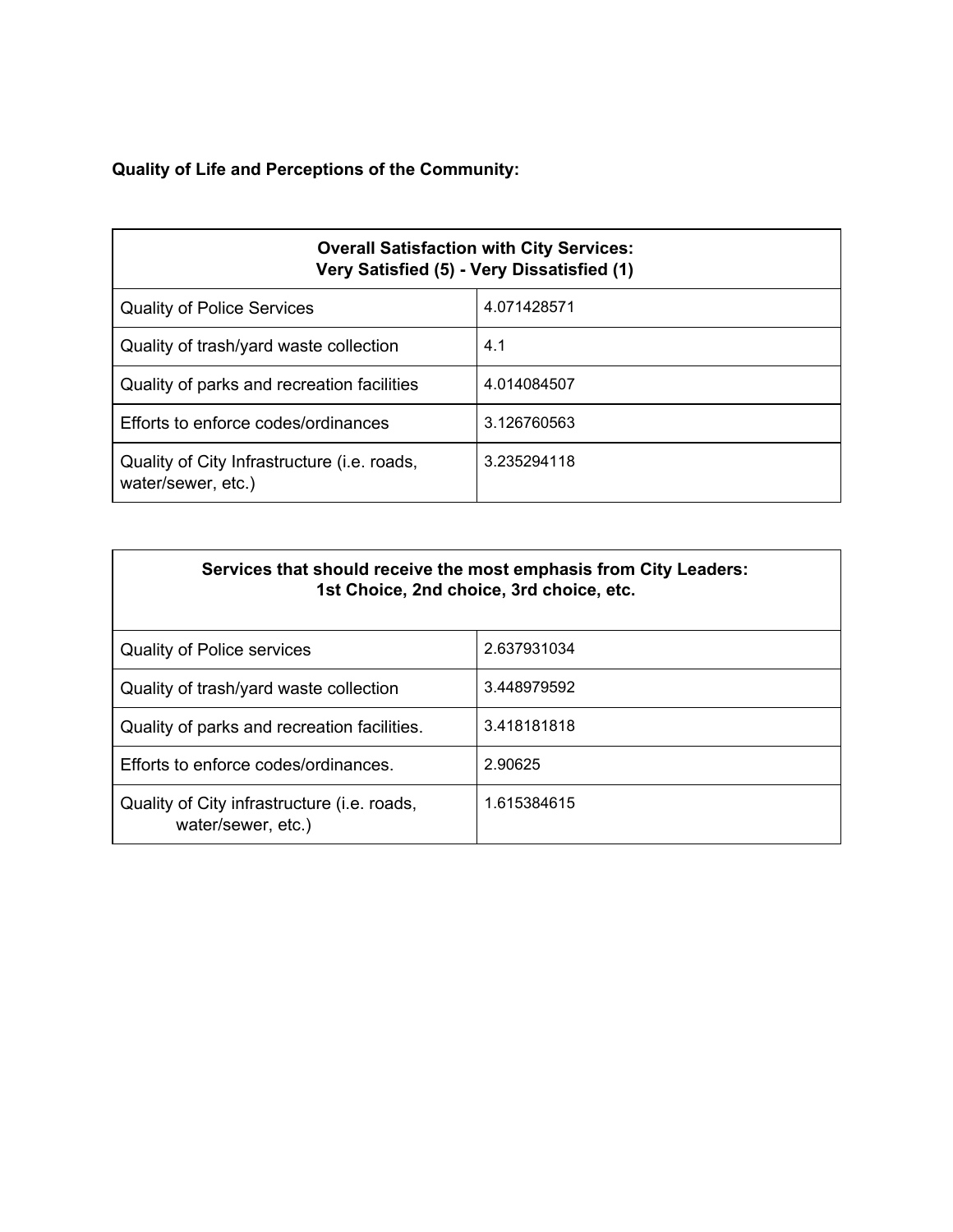**Quality of Life and Perceptions of the Community:**

| Overall Satisfaction with City Services: Very Satisfied (5) - Very Dissatisfied (1) | |
|---|---|
| Quality of Police Services | 4.071428571 |
| Quality of trash/yard waste collection | 4.1 |
| Quality of parks and recreation facilities | 4.014084507 |
| Efforts to enforce codes/ordinances | 3.126760563 |
| Quality of City Infrastructure (i.e. roads, water/sewer, etc.) | 3.235294118 |

| Services that should receive the most emphasis from City Leaders: 1st Choice, 2nd choice, 3rd choice, etc. | |
|---|---|
| Quality of Police services | 2.637931034 |
| Quality of trash/yard waste collection | 3.448979592 |
| Quality of parks and recreation facilities. | 3.418181818 |
| Efforts to enforce codes/ordinances. | 2.90625 |
| Quality of City infrastructure (i.e. roads, water/sewer, etc.) | 1.615384615 |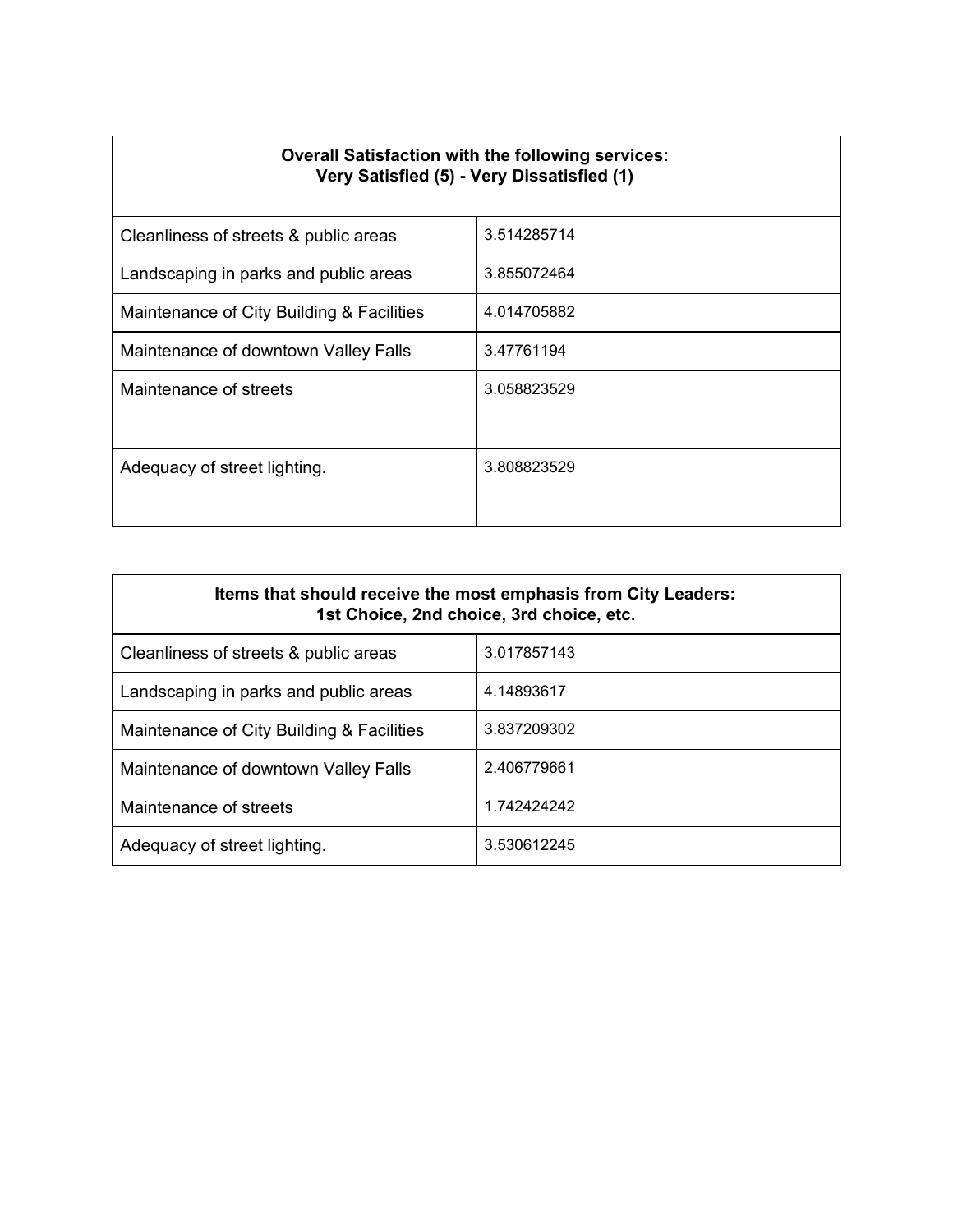| Overall Satisfaction with the following services: Very Satisfied (5) - Very Dissatisfied (1) | |
|---|---|
| Cleanliness of streets & public areas | 3.514285714 |
| Landscaping in parks and public areas | 3.855072464 |
| Maintenance of City Building & Facilities | 4.014705882 |
| Maintenance of downtown Valley Falls | 3.47761194 |
| Maintenance of streets | 3.058823529 |
| Adequacy of street lighting. | 3.808823529 |

| Items that should receive the most emphasis from City Leaders: 1st Choice, 2nd choice, 3rd choice, etc. | |
|---|---|
| Cleanliness of streets & public areas | 3.017857143 |
| Landscaping in parks and public areas | 4.14893617 |
| Maintenance of City Building & Facilities | 3.837209302 |
| Maintenance of downtown Valley Falls | 2.406779661 |
| Maintenance of streets | 1.742424242 |
| Adequacy of street lighting. | 3.530612245 |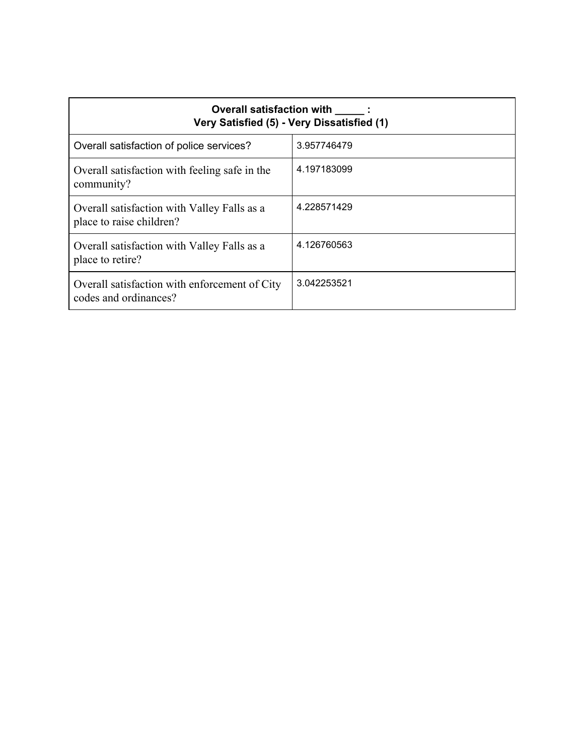| Overall satisfaction with _____ :<br>Very Satisfied (5) - Very Dissatisfied (1) | |
|---|---|
| Overall satisfaction of police services? | 3.957746479 |
| Overall satisfaction with feeling safe in the community? | 4.197183099 |
| Overall satisfaction with Valley Falls as a place to raise children? | 4.228571429 |
| Overall satisfaction with Valley Falls as a place to retire? | 4.126760563 |
| Overall satisfaction with enforcement of City codes and ordinances? | 3.042253521 |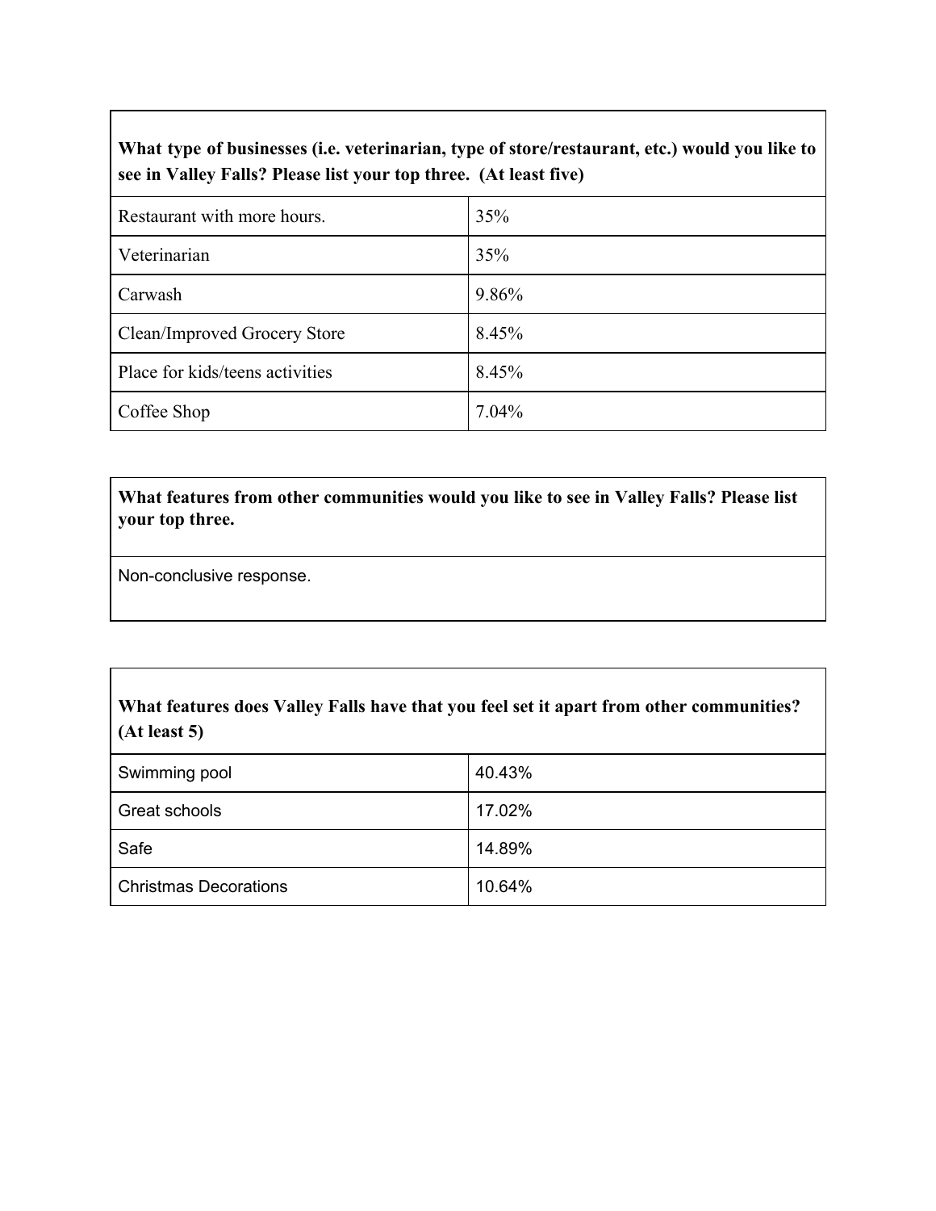| What type of businesses (i.e. veterinarian, type of store/restaurant, etc.) would you like to see in Valley Falls? Please list your top three. (At least five) | |
|---|---|
| Restaurant with more hours. | 35% |
| Veterinarian | 35% |
| Carwash | 9.86% |
| Clean/Improved Grocery Store | 8.45% |
| Place for kids/teens activities | 8.45% |
| Coffee Shop | 7.04% |

| What features from other communities would you like to see in Valley Falls? Please list your top three. |
|---|
| Non-conclusive response. |

| What features does Valley Falls have that you feel set it apart from other communities? (At least 5) | |
|---|---|
| Swimming pool | 40.43% |
| Great schools | 17.02% |
| Safe | 14.89% |
| Christmas Decorations | 10.64% |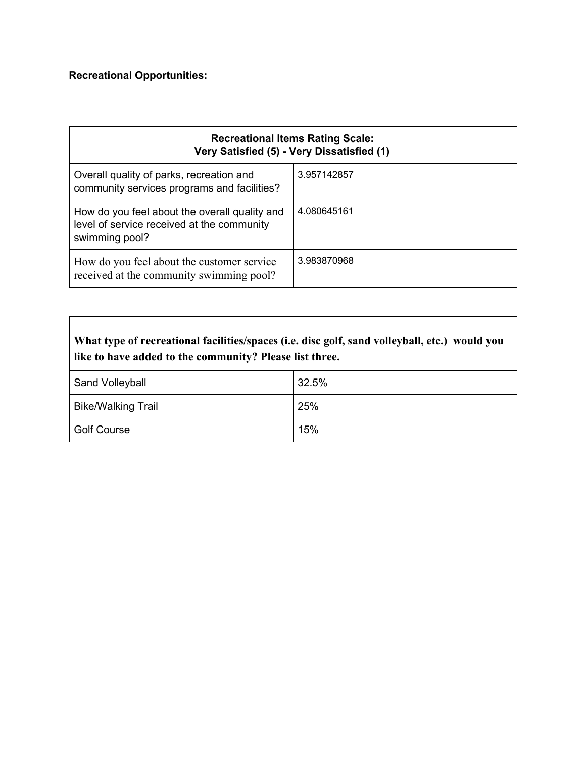**Recreational Opportunities:**

| Recreational Items Rating Scale: Very Satisfied (5) - Very Dissatisfied (1) | |
|---|---|
| Overall quality of parks, recreation and community services programs and facilities? | 3.957142857 |
| How do you feel about the overall quality and level of service received at the community swimming pool? | 4.080645161 |
| How do you feel about the customer service received at the community swimming pool? | 3.983870968 |

| What type of recreational facilities/spaces (i.e. disc golf, sand volleyball, etc.) would you like to have added to the community? Please list three. | |
|---|---|
| Sand Volleyball | 32.5% |
| Bike/Walking Trail | 25% |
| Golf Course | 15% |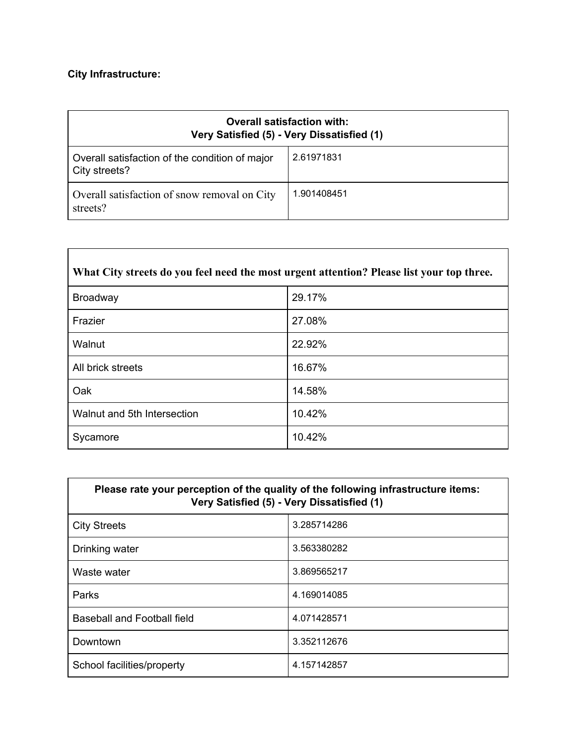**City Infrastructure:**

| Overall satisfaction with:<br>Very Satisfied (5) - Very Dissatisfied (1) | |
|---|---|
| Overall satisfaction of the condition of major City streets? | 2.61971831 |
| Overall satisfaction of snow removal on City streets? | 1.901408451 |

| What City streets do you feel need the most urgent attention? Please list your top three. | |
|---|---|
| Broadway | 29.17% |
| Frazier | 27.08% |
| Walnut | 22.92% |
| All brick streets | 16.67% |
| Oak | 14.58% |
| Walnut and 5th Intersection | 10.42% |
| Sycamore | 10.42% |

| Please rate your perception of the quality of the following infrastructure items:<br>Very Satisfied (5) - Very Dissatisfied (1) | |
|---|---|
| City Streets | 3.285714286 |
| Drinking water | 3.563380282 |
| Waste water | 3.869565217 |
| Parks | 4.169014085 |
| Baseball and Football field | 4.071428571 |
| Downtown | 3.352112676 |
| School facilities/property | 4.157142857 |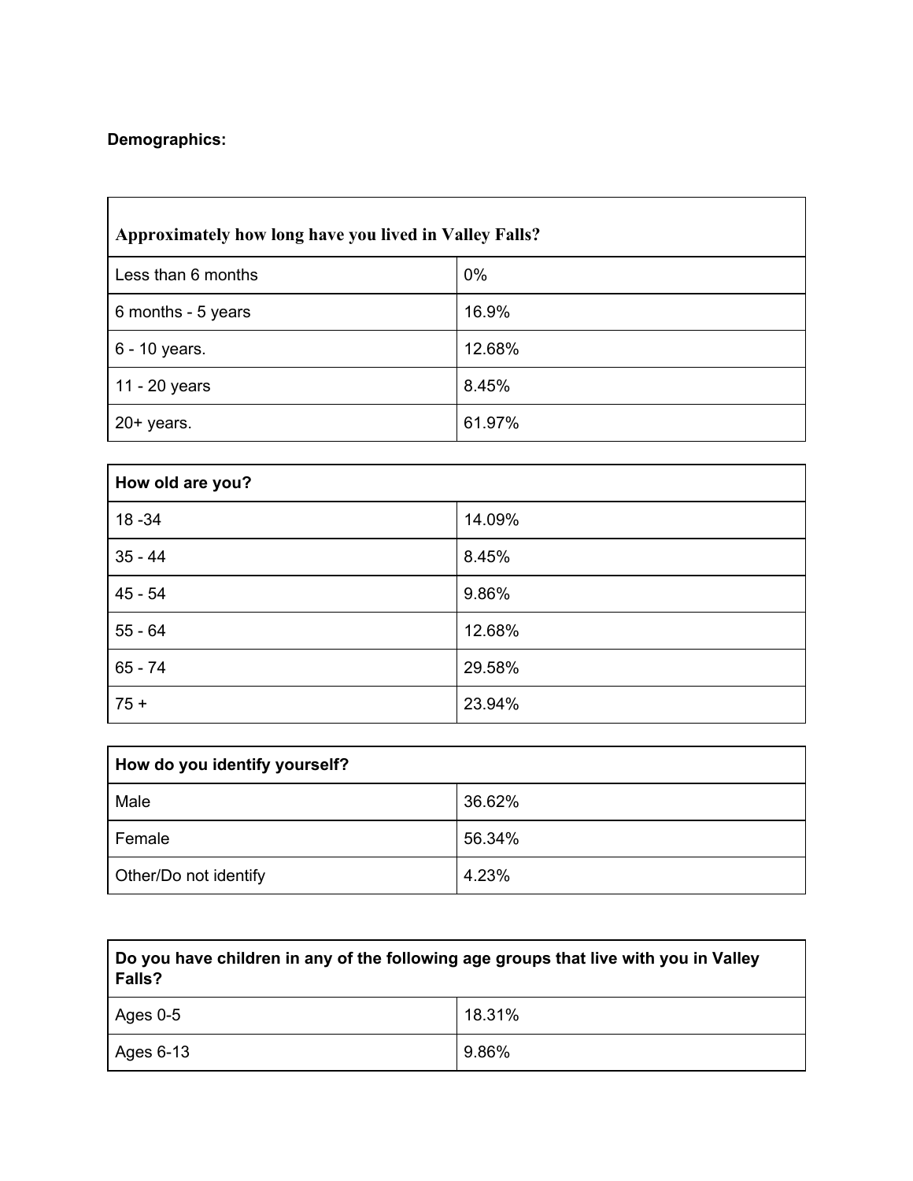**Demographics:**

| Approximately how long have you lived in Valley Falls? | |
|---|---|
| Less than 6 months | 0% |
| 6 months - 5 years | 16.9% |
| 6 - 10 years. | 12.68% |
| 11 - 20 years | 8.45% |
| 20+ years. | 61.97% |

| How old are you? | |
|---|---|
| 18 -34 | 14.09% |
| 35 - 44 | 8.45% |
| 45 - 54 | 9.86% |
| 55 - 64 | 12.68% |
| 65 - 74 | 29.58% |
| 75 + | 23.94% |

| How do you identify yourself? | |
|---|---|
| Male | 36.62% |
| Female | 56.34% |
| Other/Do not identify | 4.23% |

| Do you have children in any of the following age groups that live with you in Valley Falls? | |
|---|---|
| Ages 0-5 | 18.31% |
| Ages 6-13 | 9.86% |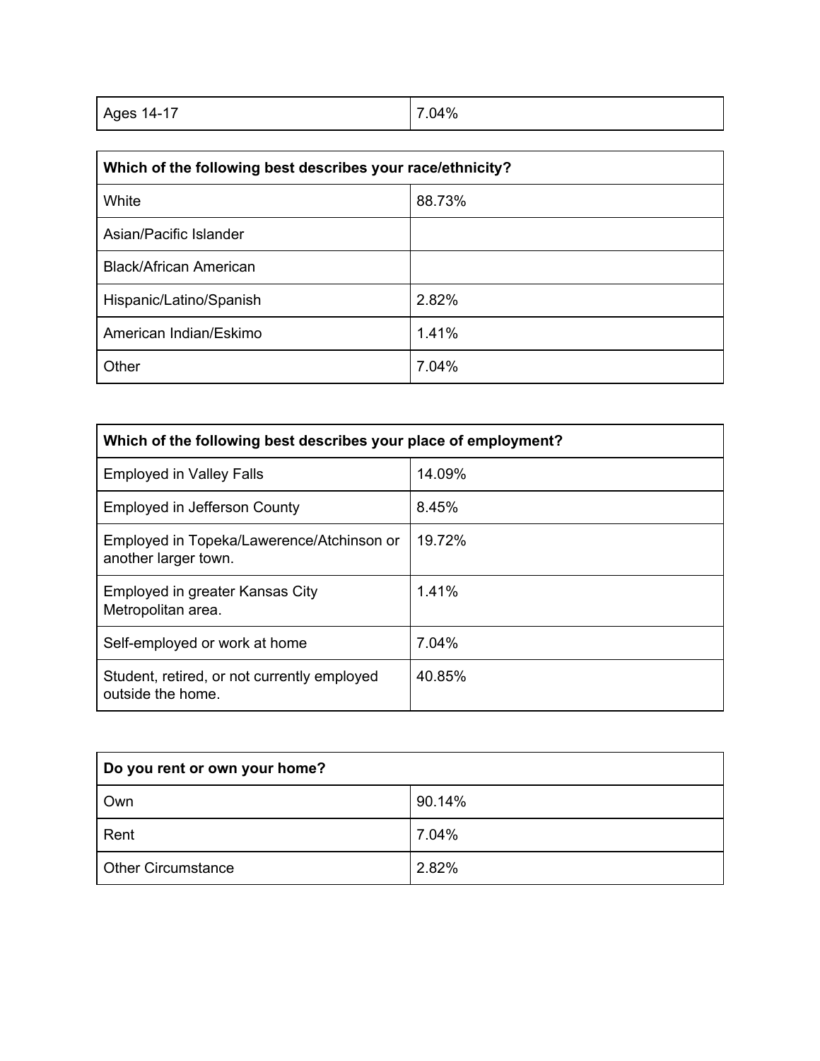| Ages 14-17 | 7.04% |
|---|---|

| Which of the following best describes your race/ethnicity? | |
|---|---|
| White | 88.73% |
| Asian/Pacific Islander | |
| Black/African American | |
| Hispanic/Latino/Spanish | 2.82% |
| American Indian/Eskimo | 1.41% |
| Other | 7.04% |

| Which of the following best describes your place of employment? | |
|---|---|
| Employed in Valley Falls | 14.09% |
| Employed in Jefferson County | 8.45% |
| Employed in Topeka/Lawerence/Atchinson or another larger town. | 19.72% |
| Employed in greater Kansas City Metropolitan area. | 1.41% |
| Self-employed or work at home | 7.04% |
| Student, retired, or not currently employed outside the home. | 40.85% |

| Do you rent or own your home? | |
|---|---|
| Own | 90.14% |
| Rent | 7.04% |
| Other Circumstance | 2.82% |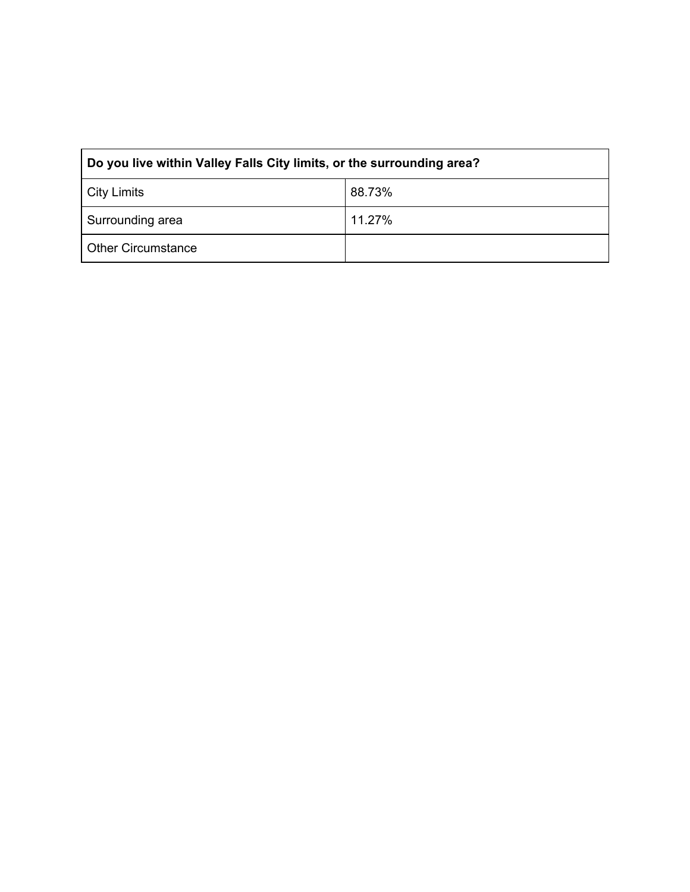| Do you live within Valley Falls City limits, or the surrounding area? | |
| --- | --- |
| City Limits | 88.73% |
| Surrounding area | 11.27% |
| Other Circumstance | |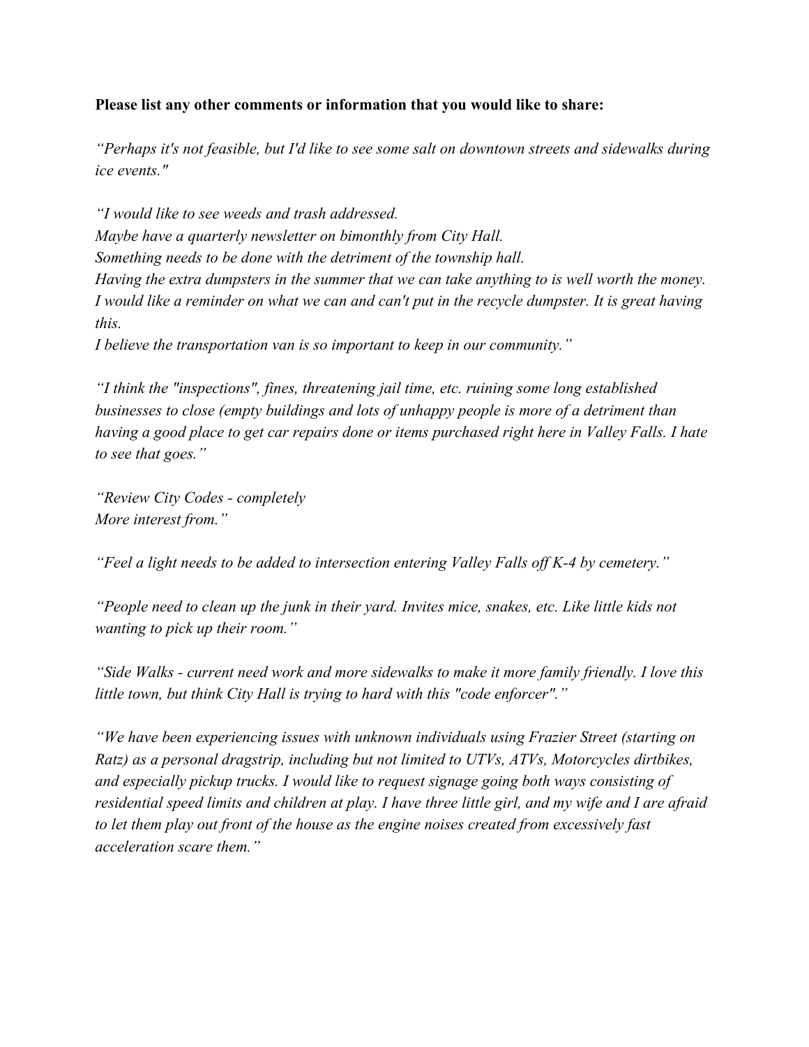**Please list any other comments or information that you would like to share:**

*“Perhaps it's not feasible, but I'd like to see some salt on downtown streets and sidewalks during ice events."*

*“I would like to see weeds and trash addressed.*
*Maybe have a quarterly newsletter on bimonthly from City Hall.*
*Something needs to be done with the detriment of the township hall.*
*Having the extra dumpsters in the summer that we can take anything to is well worth the money.*
*I would like a reminder on what we can and can't put in the recycle dumpster. It is great having this.*
*I believe the transportation van is so important to keep in our community.”*

*“I think the "inspections", fines, threatening jail time, etc. ruining some long established businesses to close (empty buildings and lots of unhappy people is more of a detriment than having a good place to get car repairs done or items purchased right here in Valley Falls. I hate to see that goes.”*

*“Review City Codes - completely*
*More interest from.”*

*“Feel a light needs to be added to intersection entering Valley Falls off K-4 by cemetery.”*

*“People need to clean up the junk in their yard. Invites mice, snakes, etc. Like little kids not wanting to pick up their room.”*

*“Side Walks - current need work and more sidewalks to make it more family friendly. I love this little town, but think City Hall is trying to hard with this "code enforcer".”*

*“We have been experiencing issues with unknown individuals using Frazier Street (starting on Ratz) as a personal dragstrip, including but not limited to UTVs, ATVs, Motorcycles dirtbikes, and especially pickup trucks. I would like to request signage going both ways consisting of residential speed limits and children at play. I have three little girl, and my wife and I are afraid to let them play out front of the house as the engine noises created from excessively fast acceleration scare them.”*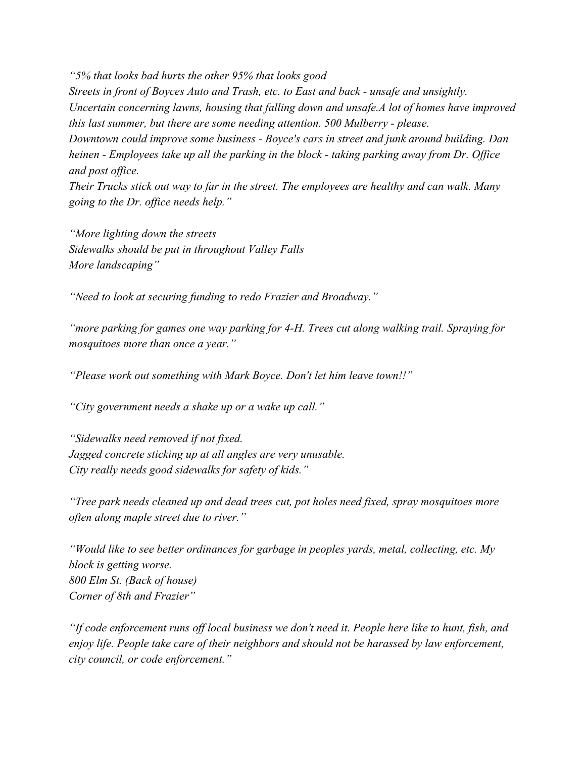*"5% that looks bad hurts the other 95% that looks good*
*Streets in front of Boyces Auto and Trash, etc. to East and back - unsafe and unsightly.*
*Uncertain concerning lawns, housing that falling down and unsafe.A lot of homes have improved this last summer, but there are some needing attention. 500 Mulberry - please.*
*Downtown could improve some business - Boyce's cars in street and junk around building. Dan heinen - Employees take up all the parking in the block - taking parking away from Dr. Office and post office.*
*Their Trucks stick out way to far in the street. The employees are healthy and can walk. Many going to the Dr. office needs help."*

*"More lighting down the streets*
*Sidewalks should be put in throughout Valley Falls*
*More landscaping"*

*"Need to look at securing funding to redo Frazier and Broadway."*

*"more parking for games one way parking for 4-H. Trees cut along walking trail. Spraying for mosquitoes more than once a year."*

*"Please work out something with Mark Boyce. Don't let him leave town!!"*

*"City government needs a shake up or a wake up call."*

*"Sidewalks need removed if not fixed.*
*Jagged concrete sticking up at all angles are very unusable.*
*City really needs good sidewalks for safety of kids."*

*"Tree park needs cleaned up and dead trees cut, pot holes need fixed, spray mosquitoes more often along maple street due to river."*

*"Would like to see better ordinances for garbage in peoples yards, metal, collecting, etc. My block is getting worse.*
*800 Elm St. (Back of house)*
*Corner of 8th and Frazier"*

*"If code enforcement runs off local business we don't need it. People here like to hunt, fish, and enjoy life. People take care of their neighbors and should not be harassed by law enforcement, city council, or code enforcement."*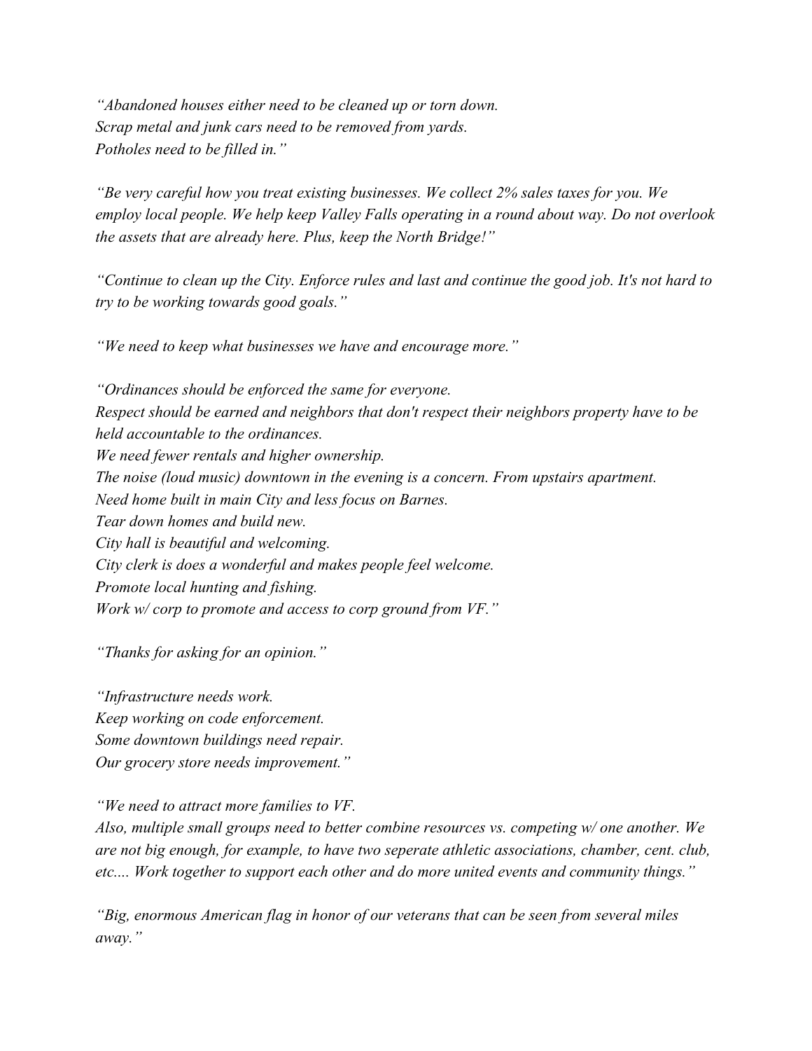*“Abandoned houses either need to be cleaned up or torn down.*
*Scrap metal and junk cars need to be removed from yards.*
*Potholes need to be filled in.”*

*“Be very careful how you treat existing businesses. We collect 2% sales taxes for you. We employ local people. We help keep Valley Falls operating in a round about way. Do not overlook the assets that are already here. Plus, keep the North Bridge!”*

*“Continue to clean up the City. Enforce rules and last and continue the good job. It's not hard to try to be working towards good goals.”*

*“We need to keep what businesses we have and encourage more.”*

*“Ordinances should be enforced the same for everyone.*
*Respect should be earned and neighbors that don't respect their neighbors property have to be held accountable to the ordinances.*
*We need fewer rentals and higher ownership.*
*The noise (loud music) downtown in the evening is a concern. From upstairs apartment.*
*Need home built in main City and less focus on Barnes.*
*Tear down homes and build new.*
*City hall is beautiful and welcoming.*
*City clerk is does a wonderful and makes people feel welcome.*
*Promote local hunting and fishing.*
*Work w/ corp to promote and access to corp ground from VF.”*

*“Thanks for asking for an opinion.”*

*“Infrastructure needs work.*
*Keep working on code enforcement.*
*Some downtown buildings need repair.*
*Our grocery store needs improvement.”*

*“We need to attract more families to VF.*
*Also, multiple small groups need to better combine resources vs. competing w/ one another. We are not big enough, for example, to have two seperate athletic associations, chamber, cent. club, etc.... Work together to support each other and do more united events and community things.”*

*“Big, enormous American flag in honor of our veterans that can be seen from several miles away.”*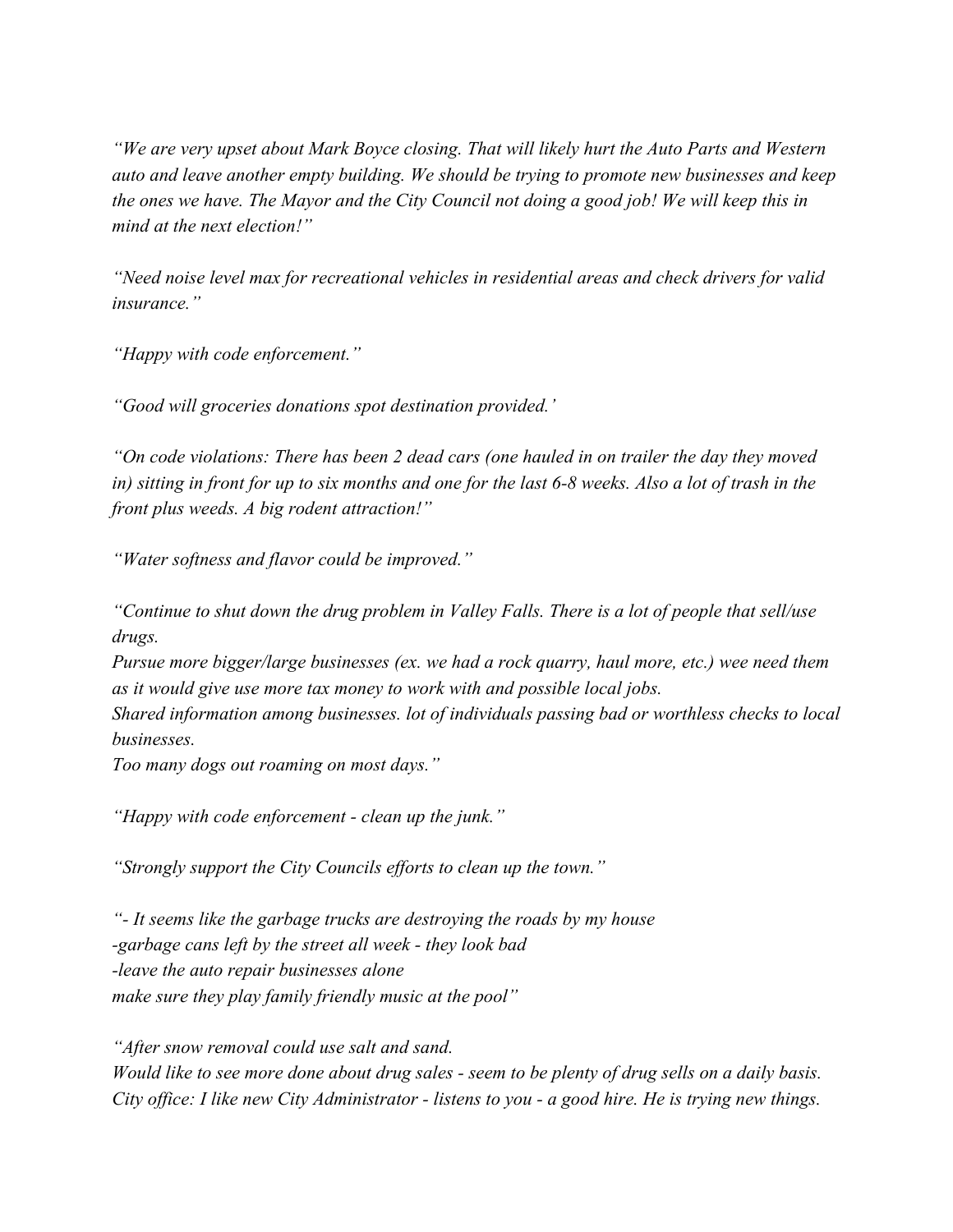*"We are very upset about Mark Boyce closing. That will likely hurt the Auto Parts and Western auto and leave another empty building. We should be trying to promote new businesses and keep the ones we have. The Mayor and the City Council not doing a good job! We will keep this in mind at the next election!"*

*"Need noise level max for recreational vehicles in residential areas and check drivers for valid insurance."*

*"Happy with code enforcement."*

*"Good will groceries donations spot destination provided.'*

*"On code violations: There has been 2 dead cars (one hauled in on trailer the day they moved in) sitting in front for up to six months and one for the last 6-8 weeks. Also a lot of trash in the front plus weeds. A big rodent attraction!"*

*"Water softness and flavor could be improved."*

*"Continue to shut down the drug problem in Valley Falls. There is a lot of people that sell/use drugs.*
*Pursue more bigger/large businesses (ex. we had a rock quarry, haul more, etc.) wee need them as it would give use more tax money to work with and possible local jobs.*
*Shared information among businesses. lot of individuals passing bad or worthless checks to local businesses.*
*Too many dogs out roaming on most days."*

*"Happy with code enforcement - clean up the junk."*

*"Strongly support the City Councils efforts to clean up the town."*

*"- It seems like the garbage trucks are destroying the roads by my house*
*-garbage cans left by the street all week - they look bad*
*-leave the auto repair businesses alone*
*make sure they play family friendly music at the pool"*

*"After snow removal could use salt and sand.*
*Would like to see more done about drug sales - seem to be plenty of drug sells on a daily basis.*
*City office: I like new City Administrator - listens to you - a good hire. He is trying new things.*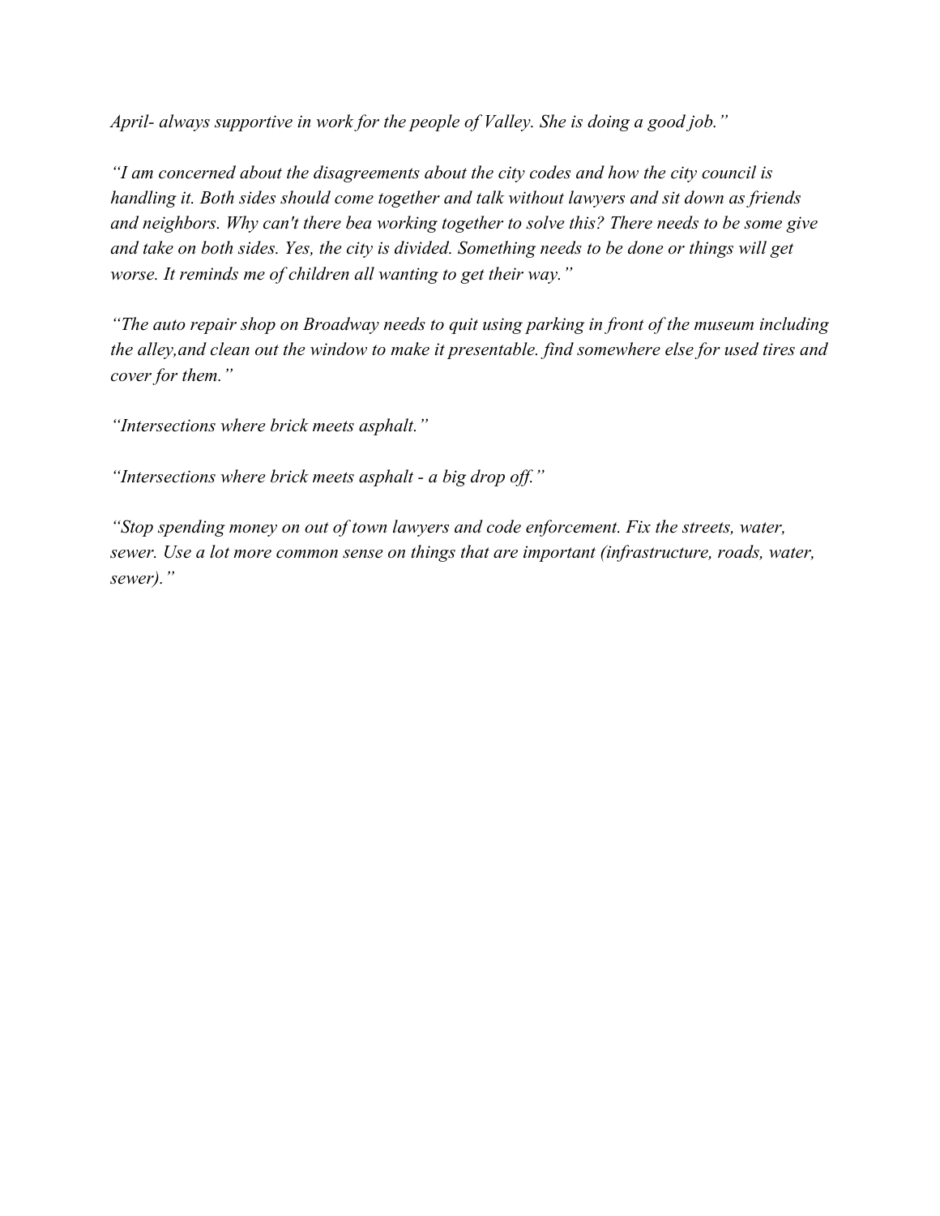*April- always supportive in work for the people of Valley. She is doing a good job."*

*"I am concerned about the disagreements about the city codes and how the city council is handling it. Both sides should come together and talk without lawyers and sit down as friends and neighbors. Why can't there bea working together to solve this? There needs to be some give and take on both sides. Yes, the city is divided. Something needs to be done or things will get worse. It reminds me of children all wanting to get their way."*

*"The auto repair shop on Broadway needs to quit using parking in front of the museum including the alley,and clean out the window to make it presentable. find somewhere else for used tires and cover for them."*

*"Intersections where brick meets asphalt."*

*"Intersections where brick meets asphalt - a big drop off."*

*"Stop spending money on out of town lawyers and code enforcement. Fix the streets, water, sewer. Use a lot more common sense on things that are important (infrastructure, roads, water, sewer)."*